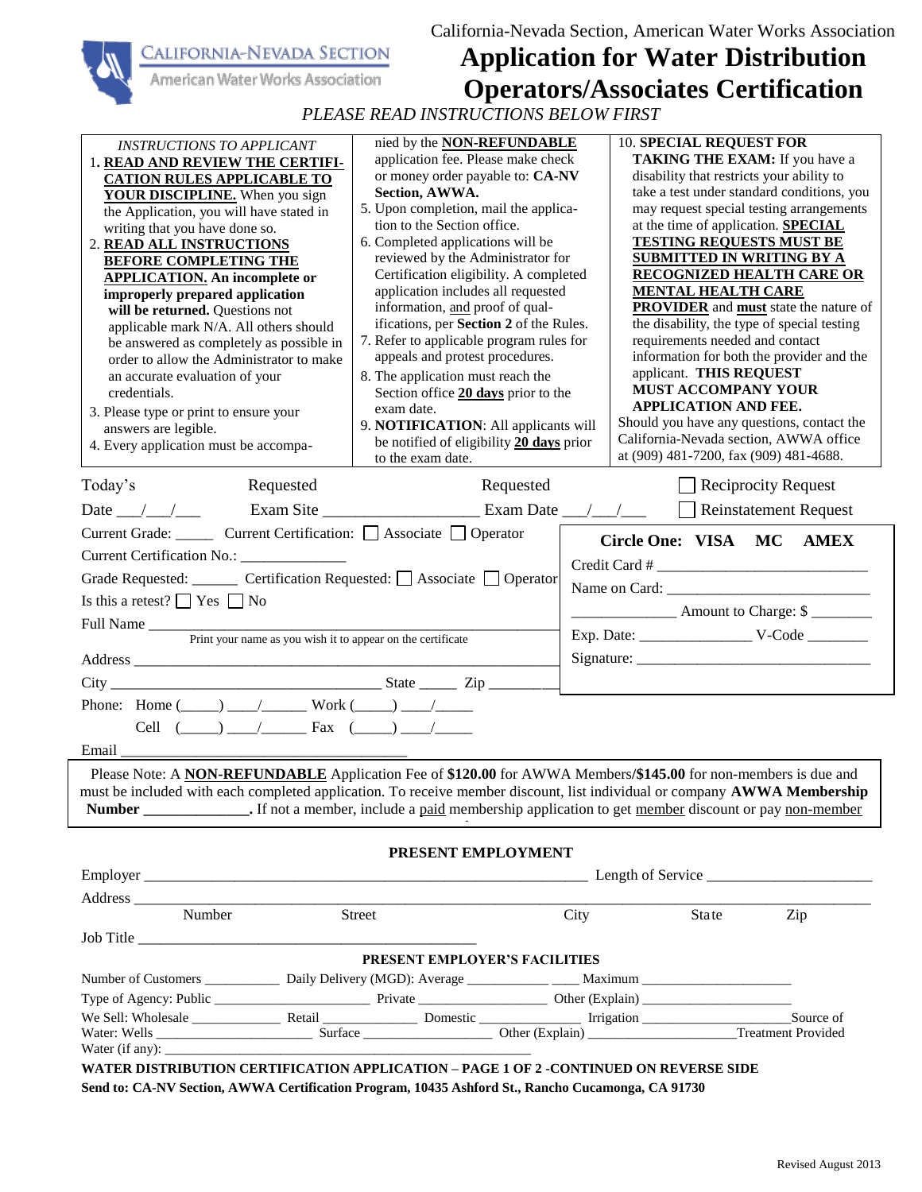California-Nevada Section, American Water Works Association

CALIFORNIA-NEVADA SECTION
American Water Works Association

# Application for Water Distribution Operators/Associates Certification

*PLEASE READ INSTRUCTIONS BELOW FIRST*

*INSTRUCTIONS TO APPLICANT*

1. **READ AND REVIEW THE CERTIFICATION RULES APPLICABLE TO YOUR DISCIPLINE.** When you sign the Application, you will have stated in writing that you have done so.
2. **READ ALL INSTRUCTIONS BEFORE COMPLETING THE APPLICATION. An incomplete or improperly prepared application will be returned.** Questions not applicable mark N/A. All others should be answered as completely as possible in order to allow the Administrator to make an accurate evaluation of your credentials.
3. Please type or print to ensure your answers are legible.
4. Every application must be accompanied by the **NON-REFUNDABLE** application fee. Please make check or money order payable to: **CA-NV Section, AWWA.**
5. Upon completion, mail the application to the Section office.
6. Completed applications will be reviewed by the Administrator for Certification eligibility. A completed application includes all requested information, and proof of qualifications, per **Section 2** of the Rules.
7. Refer to applicable program rules for appeals and protest procedures.
8. The application must reach the Section office **20 days** prior to the exam date.
9. **NOTIFICATION**: All applicants will be notified of eligibility **20 days** prior to the exam date.
10. **SPECIAL REQUEST FOR TAKING THE EXAM:** If you have a disability that restricts your ability to take a test under standard conditions, you may request special testing arrangements at the time of application. **SPECIAL TESTING REQUESTS MUST BE SUBMITTED IN WRITING BY A RECOGNIZED HEALTH CARE OR MENTAL HEALTH CARE PROVIDER** and **must** state the nature of the disability, the type of special testing requirements needed and contact information for both the provider and the applicant. **THIS REQUEST MUST ACCOMPANY YOUR APPLICATION AND FEE.**

Should you have any questions, contact the California-Nevada section, AWWA office at (909) 481-7200, fax (909) 481-4688.

Today's Date \_\_\_/\_\_\_/\_\_\_ Requested Exam Site \_\_\_\_\_\_\_\_\_\_\_\_\_\_\_\_\_\_\_ Requested Exam Date \_\_\_/\_\_\_/\_\_\_ ☐ Reciprocity Request ☐ Reinstatement Request

Current Grade: \_\_\_\_\_ Current Certification: ☐ Associate ☐ Operator

Current Certification No.: \_\_\_\_\_\_\_\_\_\_\_\_\_\_

Grade Requested: \_\_\_\_\_\_ Certification Requested: ☐ Associate ☐ Operator

Is this a retest? ☐ Yes ☐ No

Full Name \_\_\_\_\_\_\_\_\_\_\_\_\_\_\_\_\_\_\_\_\_\_\_\_\_\_\_\_\_\_\_\_\_\_\_\_\_\_\_\_\_\_\_\_\_\_\_\_\_\_\_\_
Print your name as you wish it to appear on the certificate

Address \_\_\_\_\_\_\_\_\_\_\_\_\_\_\_\_\_\_\_\_\_\_\_\_\_\_\_\_\_\_\_\_\_\_\_\_\_\_\_\_\_\_\_\_\_\_\_\_\_\_\_\_

City \_\_\_\_\_\_\_\_\_\_\_\_\_\_\_\_\_\_\_\_\_\_\_\_\_\_\_\_\_\_\_\_\_\_\_ State \_\_\_\_\_ Zip \_\_\_\_\_\_\_\_

Phone: Home (\_\_\_\_\_) \_\_\_\_/\_\_\_\_\_\_ Work (\_\_\_\_\_) \_\_\_\_/\_\_\_\_\_

Cell (\_\_\_\_\_) \_\_\_\_/\_\_\_\_\_\_ Fax (\_\_\_\_\_) \_\_\_\_/\_\_\_\_\_

Email \_\_\_\_\_\_\_\_\_\_\_\_\_\_\_\_\_\_\_\_\_\_\_\_\_\_\_\_\_\_\_\_\_\_\_\_\_\_\_

**Circle One: VISA MC AMEX**

Credit Card # \_\_\_\_\_\_\_\_\_\_\_\_\_\_\_\_\_\_\_\_\_\_\_\_\_\_\_\_

Name on Card: \_\_\_\_\_\_\_\_\_\_\_\_\_\_\_\_\_\_\_\_\_\_\_\_\_\_\_

\_\_\_\_\_\_\_\_\_\_\_\_\_\_ Amount to Charge: $ \_\_\_\_\_\_\_\_

Exp. Date: \_\_\_\_\_\_\_\_\_\_\_\_\_\_\_ V-Code \_\_\_\_\_\_\_\_

Signature: \_\_\_\_\_\_\_\_\_\_\_\_\_\_\_\_\_\_\_\_\_\_\_\_\_\_\_\_\_\_\_

Please Note: A **NON-REFUNDABLE** Application Fee of **$120.00** for AWWA Members/**$145.00** for non-members is due and must be included with each completed application. To receive member discount, list individual or company **AWWA Membership Number \_\_\_\_\_\_\_\_\_\_\_\_\_\_.** If not a member, include a paid membership application to get member discount or pay non-member

## PRESENT EMPLOYMENT

Employer \_\_\_\_\_\_\_\_\_\_\_\_\_\_\_\_\_\_\_\_\_\_\_\_\_\_\_\_\_\_\_\_\_\_\_\_\_\_\_\_\_\_\_\_\_\_\_\_\_\_\_\_\_\_\_\_ Length of Service \_\_\_\_\_\_\_\_\_\_\_\_\_\_\_\_\_\_\_\_\_\_

Address \_\_\_\_\_\_\_\_\_\_\_\_\_\_\_\_\_\_\_\_\_\_\_\_\_\_\_\_\_\_\_\_\_\_\_\_\_\_\_\_\_\_\_\_\_\_\_\_\_\_\_\_\_\_\_\_\_\_\_\_\_\_\_\_\_\_\_\_\_\_\_\_\_\_\_\_\_\_\_\_
Number Street City State Zip

Job Title \_\_\_\_\_\_\_\_\_\_\_\_\_\_\_\_\_\_\_\_\_\_\_\_\_\_\_\_\_\_\_\_\_\_\_\_\_\_\_\_\_\_\_\_\_

## PRESENT EMPLOYER'S FACILITIES

Number of Customers \_\_\_\_\_\_\_\_\_\_\_ Daily Delivery (MGD): Average \_\_\_\_\_\_\_\_\_\_\_\_ Maximum \_\_\_\_\_\_\_\_\_\_\_\_\_\_\_\_\_\_\_\_\_\_

Type of Agency: Public \_\_\_\_\_\_\_\_\_\_\_\_\_\_\_\_\_\_\_\_\_\_ Private \_\_\_\_\_\_\_\_\_\_\_\_\_\_\_\_\_\_\_ Other (Explain) \_\_\_\_\_\_\_\_\_\_\_\_\_\_\_\_\_\_\_\_\_\_

We Sell: Wholesale \_\_\_\_\_\_\_\_\_\_\_\_\_ Retail \_\_\_\_\_\_\_\_\_\_\_\_\_\_ Domestic \_\_\_\_\_\_\_\_\_\_\_\_\_\_\_ Irrigation \_\_\_\_\_\_\_\_\_\_\_\_\_\_\_\_\_\_\_\_\_\_

Source of Water: Wells \_\_\_\_\_\_\_\_\_\_\_\_\_\_\_\_\_\_\_\_\_\_\_ Surface \_\_\_\_\_\_\_\_\_\_\_\_\_\_\_\_\_\_\_ Other (Explain) \_\_\_\_\_\_\_\_\_\_\_\_\_\_\_\_\_\_\_\_\_\_

Treatment Provided Water (if any): \_\_\_\_\_\_\_\_\_\_\_\_\_\_\_\_\_\_\_\_\_\_\_\_\_\_\_\_\_\_\_\_\_\_\_\_\_\_\_\_\_\_\_\_\_\_\_\_\_\_\_\_\_\_\_\_\_\_

**WATER DISTRIBUTION CERTIFICATION APPLICATION – PAGE 1 OF 2 -CONTINUED ON REVERSE SIDE**

**Send to: CA-NV Section, AWWA Certification Program, 10435 Ashford St., Rancho Cucamonga, CA 91730**

Revised August 2013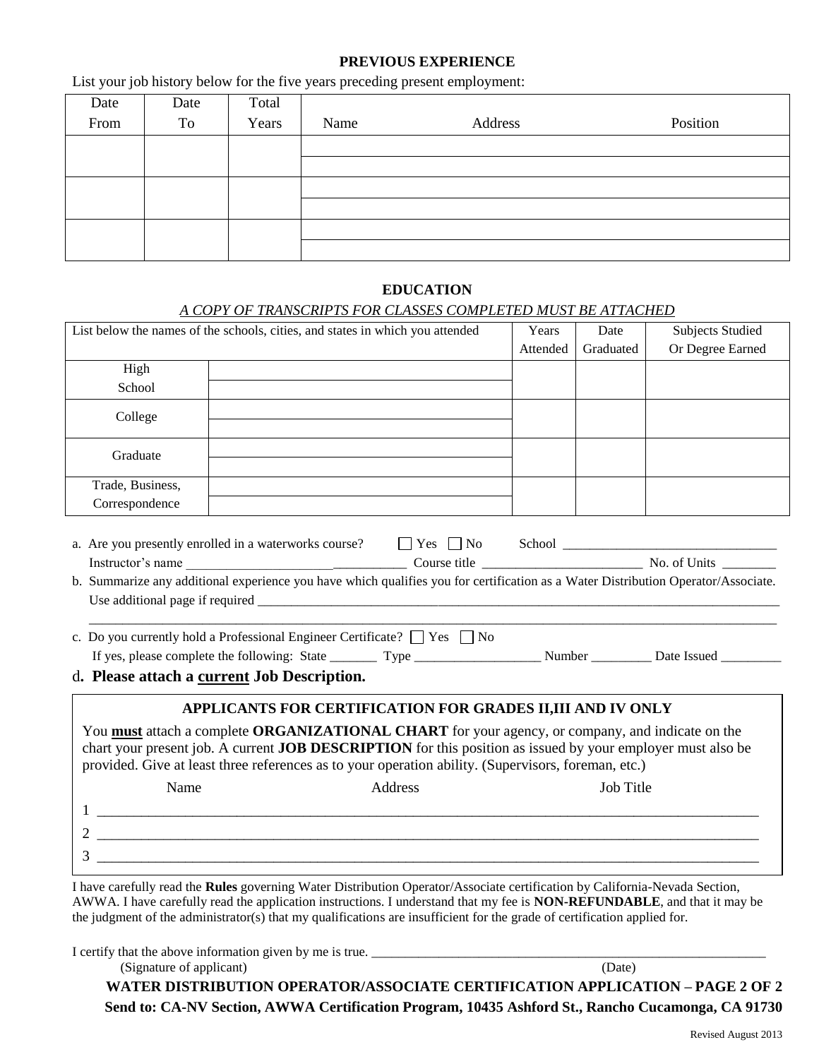## PREVIOUS EXPERIENCE

List your job history below for the five years preceding present employment:

| Date From | Date To | Total Years | Name | Address | Position |
|---|---|---|---|---|---|
| | | | | | |
| | | | | | |
| | | | | | |

## EDUCATION

*A COPY OF TRANSCRIPTS FOR CLASSES COMPLETED MUST BE ATTACHED*

| List below the names of the schools, cities, and states in which you attended | | Years Attended | Date Graduated | Subjects Studied Or Degree Earned |
|---|---|---|---|---|
| High School | | | | |
| College | | | | |
| Graduate | | | | |
| Trade, Business, Correspondence | | | | |

a. Are you presently enrolled in a waterworks course? ☐ Yes ☐ No School ____________________
Instructor's name ____________________ Course title ____________________ No. of Units ________

b. Summarize any additional experience you have which qualifies you for certification as a Water Distribution Operator/Associate. Use additional page if required ____________________

c. Do you currently hold a Professional Engineer Certificate? ☐ Yes ☐ No
If yes, please complete the following: State _______ Type ____________ Number _________ Date Issued _________

d. **Please attach a current Job Description.**

### APPLICANTS FOR CERTIFICATION FOR GRADES II,III AND IV ONLY

You **must** attach a complete **ORGANIZATIONAL CHART** for your agency, or company, and indicate on the chart your present job. A current **JOB DESCRIPTION** for this position as issued by your employer must also be provided. Give at least three references as to your operation ability. (Supervisors, foreman, etc.)

| | Name | Address | Job Title |
|---|---|---|---|
| 1 | | | |
| 2 | | | |
| 3 | | | |

I have carefully read the **Rules** governing Water Distribution Operator/Associate certification by California-Nevada Section, AWWA. I have carefully read the application instructions. I understand that my fee is **NON-REFUNDABLE**, and that it may be the judgment of the administrator(s) that my qualifications are insufficient for the grade of certification applied for.

I certify that the above information given by me is true. ____________________________________________
(Signature of applicant) (Date)

**WATER DISTRIBUTION OPERATOR/ASSOCIATE CERTIFICATION APPLICATION – PAGE 2 OF 2**

**Send to: CA-NV Section, AWWA Certification Program, 10435 Ashford St., Rancho Cucamonga, CA 91730**

Revised August 2013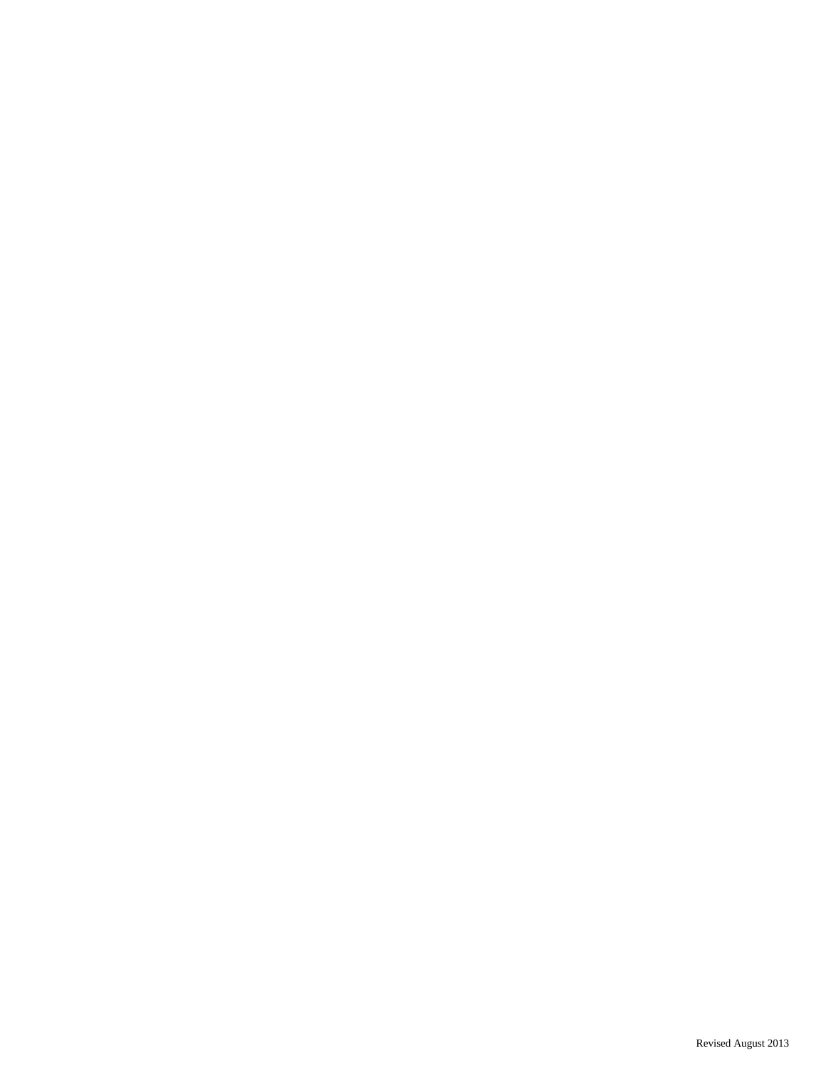Revised August 2013